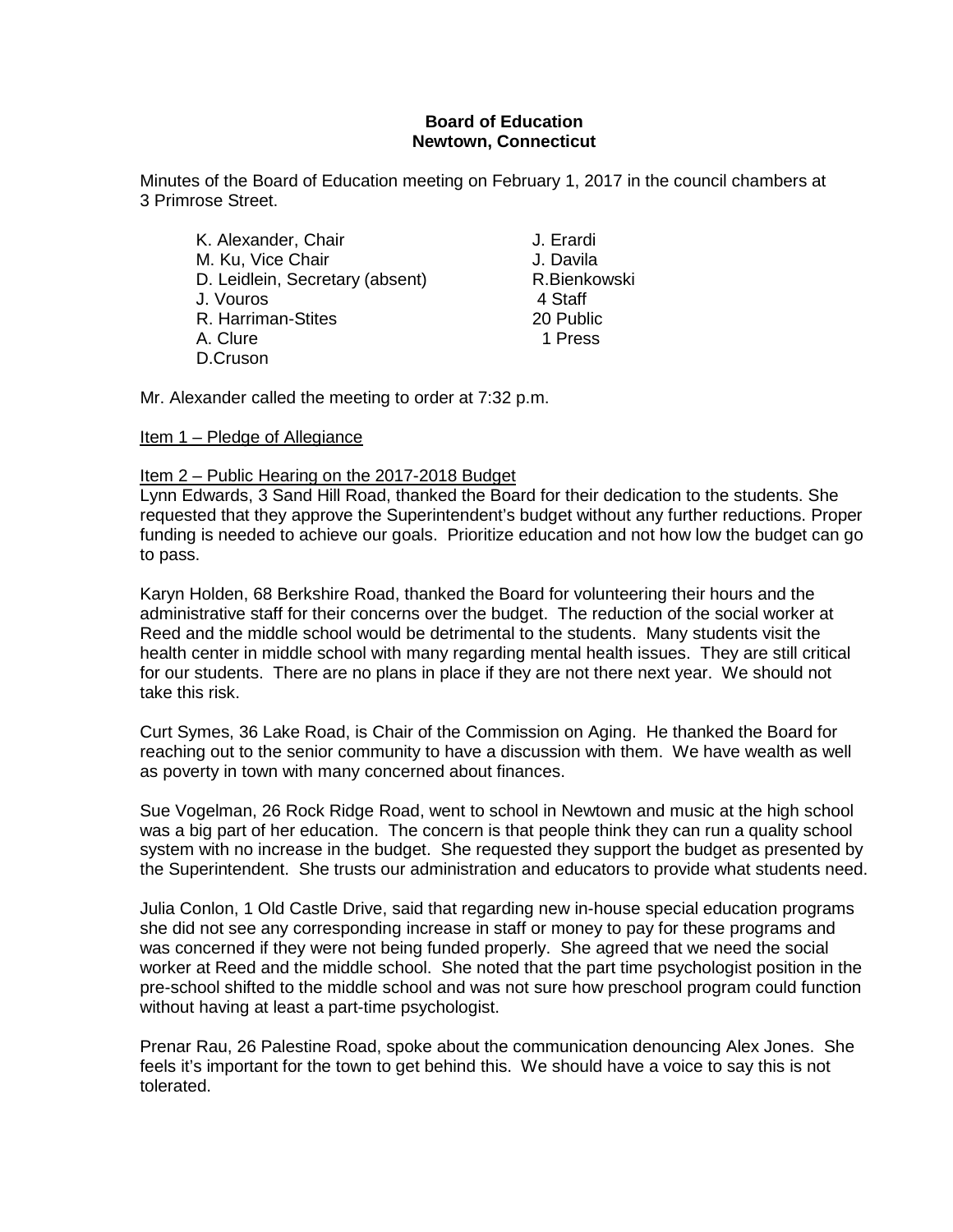**Board of Education**
**Newtown, Connecticut**

Minutes of the Board of Education meeting on February 1, 2017 in the council chambers at 3 Primrose Street.

| | |
|---|---|
| K. Alexander, Chair | J. Erardi |
| M. Ku, Vice Chair | J. Davila |
| D. Leidlein, Secretary (absent) | R.Bienkowski |
| J. Vouros | 4 Staff |
| R. Harriman-Stites | 20 Public |
| A. Clure | 1 Press |
| D.Cruson | |

Mr. Alexander called the meeting to order at 7:32 p.m.

Item 1 – Pledge of Allegiance

Item 2 – Public Hearing on the 2017-2018 Budget

Lynn Edwards, 3 Sand Hill Road, thanked the Board for their dedication to the students. She requested that they approve the Superintendent's budget without any further reductions. Proper funding is needed to achieve our goals. Prioritize education and not how low the budget can go to pass.

Karyn Holden, 68 Berkshire Road, thanked the Board for volunteering their hours and the administrative staff for their concerns over the budget. The reduction of the social worker at Reed and the middle school would be detrimental to the students. Many students visit the health center in middle school with many regarding mental health issues. They are still critical for our students. There are no plans in place if they are not there next year. We should not take this risk.

Curt Symes, 36 Lake Road, is Chair of the Commission on Aging. He thanked the Board for reaching out to the senior community to have a discussion with them. We have wealth as well as poverty in town with many concerned about finances.

Sue Vogelman, 26 Rock Ridge Road, went to school in Newtown and music at the high school was a big part of her education. The concern is that people think they can run a quality school system with no increase in the budget. She requested they support the budget as presented by the Superintendent. She trusts our administration and educators to provide what students need.

Julia Conlon, 1 Old Castle Drive, said that regarding new in-house special education programs she did not see any corresponding increase in staff or money to pay for these programs and was concerned if they were not being funded properly. She agreed that we need the social worker at Reed and the middle school. She noted that the part time psychologist position in the pre-school shifted to the middle school and was not sure how preschool program could function without having at least a part-time psychologist.

Prenar Rau, 26 Palestine Road, spoke about the communication denouncing Alex Jones. She feels it's important for the town to get behind this. We should have a voice to say this is not tolerated.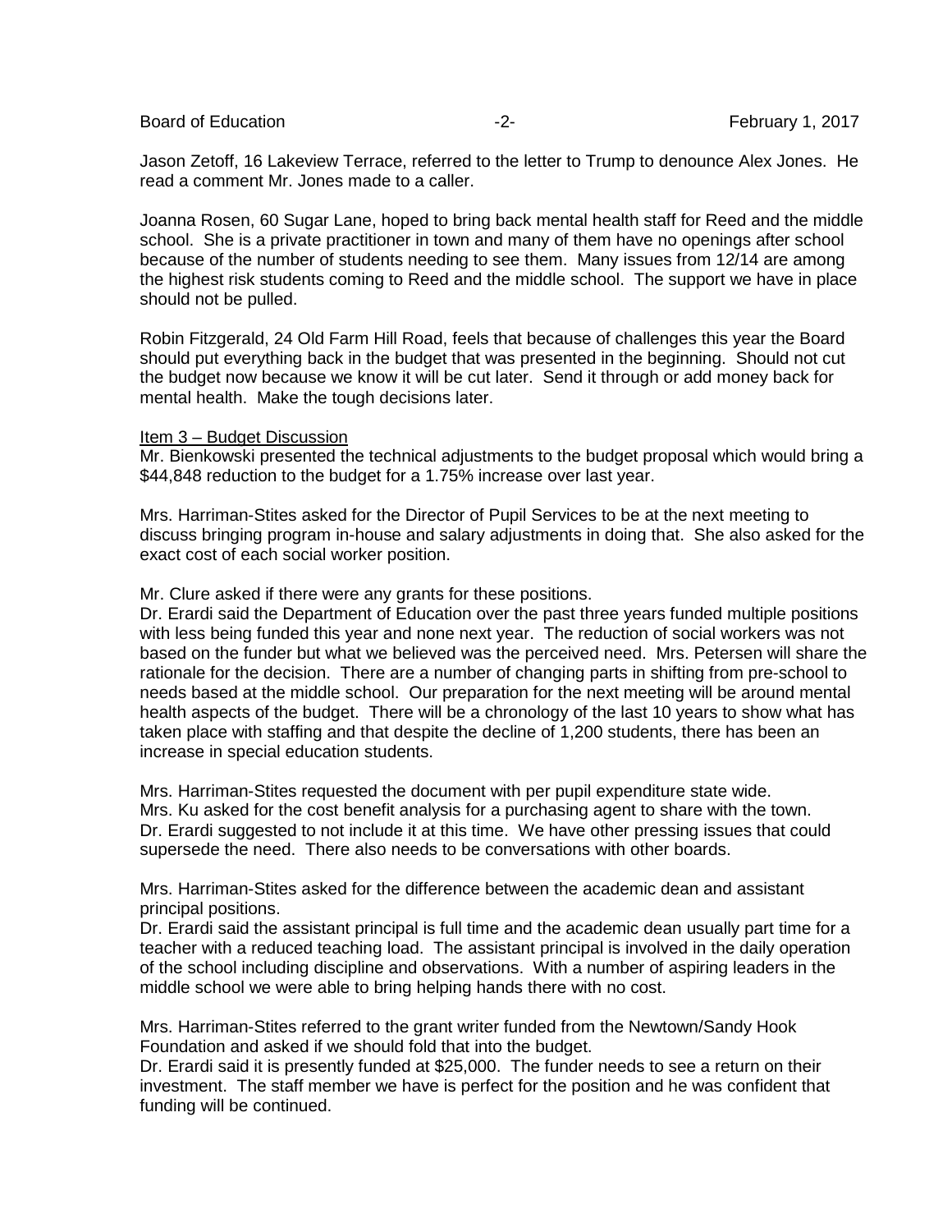Jason Zetoff, 16 Lakeview Terrace, referred to the letter to Trump to denounce Alex Jones. He read a comment Mr. Jones made to a caller.

Joanna Rosen, 60 Sugar Lane, hoped to bring back mental health staff for Reed and the middle school. She is a private practitioner in town and many of them have no openings after school because of the number of students needing to see them. Many issues from 12/14 are among the highest risk students coming to Reed and the middle school. The support we have in place should not be pulled.

Robin Fitzgerald, 24 Old Farm Hill Road, feels that because of challenges this year the Board should put everything back in the budget that was presented in the beginning. Should not cut the budget now because we know it will be cut later. Send it through or add money back for mental health. Make the tough decisions later.

Item 3 – Budget Discussion

Mr. Bienkowski presented the technical adjustments to the budget proposal which would bring a $44,848 reduction to the budget for a 1.75% increase over last year.

Mrs. Harriman-Stites asked for the Director of Pupil Services to be at the next meeting to discuss bringing program in-house and salary adjustments in doing that. She also asked for the exact cost of each social worker position.

Mr. Clure asked if there were any grants for these positions.

Dr. Erardi said the Department of Education over the past three years funded multiple positions with less being funded this year and none next year. The reduction of social workers was not based on the funder but what we believed was the perceived need. Mrs. Petersen will share the rationale for the decision. There are a number of changing parts in shifting from pre-school to needs based at the middle school. Our preparation for the next meeting will be around mental health aspects of the budget. There will be a chronology of the last 10 years to show what has taken place with staffing and that despite the decline of 1,200 students, there has been an increase in special education students.

Mrs. Harriman-Stites requested the document with per pupil expenditure state wide.

Mrs. Ku asked for the cost benefit analysis for a purchasing agent to share with the town.

Dr. Erardi suggested to not include it at this time. We have other pressing issues that could supersede the need. There also needs to be conversations with other boards.

Mrs. Harriman-Stites asked for the difference between the academic dean and assistant principal positions.

Dr. Erardi said the assistant principal is full time and the academic dean usually part time for a teacher with a reduced teaching load. The assistant principal is involved in the daily operation of the school including discipline and observations. With a number of aspiring leaders in the middle school we were able to bring helping hands there with no cost.

Mrs. Harriman-Stites referred to the grant writer funded from the Newtown/Sandy Hook Foundation and asked if we should fold that into the budget.

Dr. Erardi said it is presently funded at $25,000. The funder needs to see a return on their investment. The staff member we have is perfect for the position and he was confident that funding will be continued.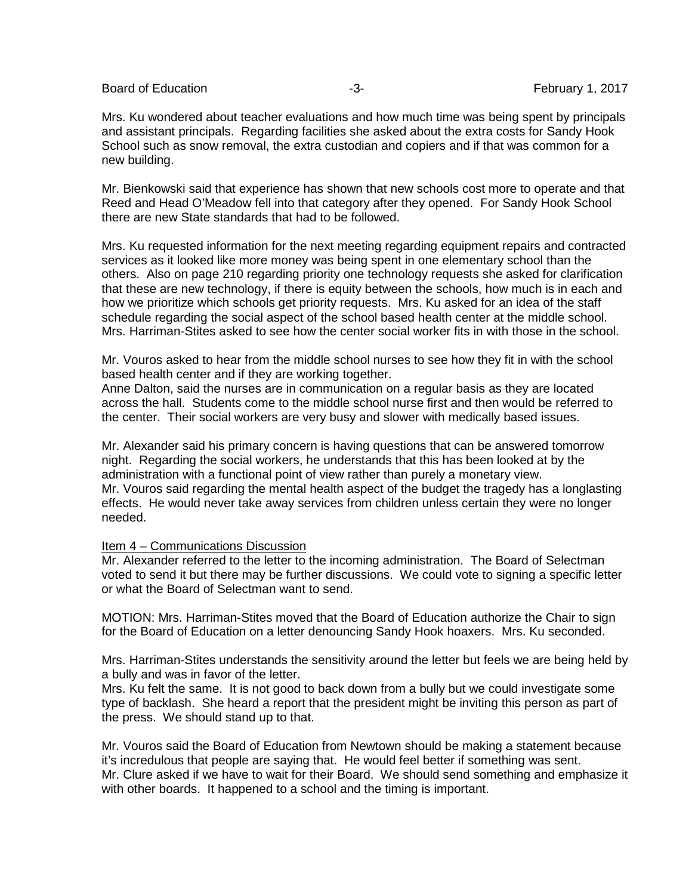Mrs. Ku wondered about teacher evaluations and how much time was being spent by principals and assistant principals. Regarding facilities she asked about the extra costs for Sandy Hook School such as snow removal, the extra custodian and copiers and if that was common for a new building.

Mr. Bienkowski said that experience has shown that new schools cost more to operate and that Reed and Head O'Meadow fell into that category after they opened. For Sandy Hook School there are new State standards that had to be followed.

Mrs. Ku requested information for the next meeting regarding equipment repairs and contracted services as it looked like more money was being spent in one elementary school than the others. Also on page 210 regarding priority one technology requests she asked for clarification that these are new technology, if there is equity between the schools, how much is in each and how we prioritize which schools get priority requests. Mrs. Ku asked for an idea of the staff schedule regarding the social aspect of the school based health center at the middle school. Mrs. Harriman-Stites asked to see how the center social worker fits in with those in the school.

Mr. Vouros asked to hear from the middle school nurses to see how they fit in with the school based health center and if they are working together.
Anne Dalton, said the nurses are in communication on a regular basis as they are located across the hall. Students come to the middle school nurse first and then would be referred to the center. Their social workers are very busy and slower with medically based issues.

Mr. Alexander said his primary concern is having questions that can be answered tomorrow night. Regarding the social workers, he understands that this has been looked at by the administration with a functional point of view rather than purely a monetary view.
Mr. Vouros said regarding the mental health aspect of the budget the tragedy has a longlasting effects. He would never take away services from children unless certain they were no longer needed.

Item 4 – Communications Discussion
Mr. Alexander referred to the letter to the incoming administration. The Board of Selectman voted to send it but there may be further discussions. We could vote to signing a specific letter or what the Board of Selectman want to send.

MOTION: Mrs. Harriman-Stites moved that the Board of Education authorize the Chair to sign for the Board of Education on a letter denouncing Sandy Hook hoaxers. Mrs. Ku seconded.

Mrs. Harriman-Stites understands the sensitivity around the letter but feels we are being held by a bully and was in favor of the letter.
Mrs. Ku felt the same. It is not good to back down from a bully but we could investigate some type of backlash. She heard a report that the president might be inviting this person as part of the press. We should stand up to that.

Mr. Vouros said the Board of Education from Newtown should be making a statement because it's incredulous that people are saying that. He would feel better if something was sent.
Mr. Clure asked if we have to wait for their Board. We should send something and emphasize it with other boards. It happened to a school and the timing is important.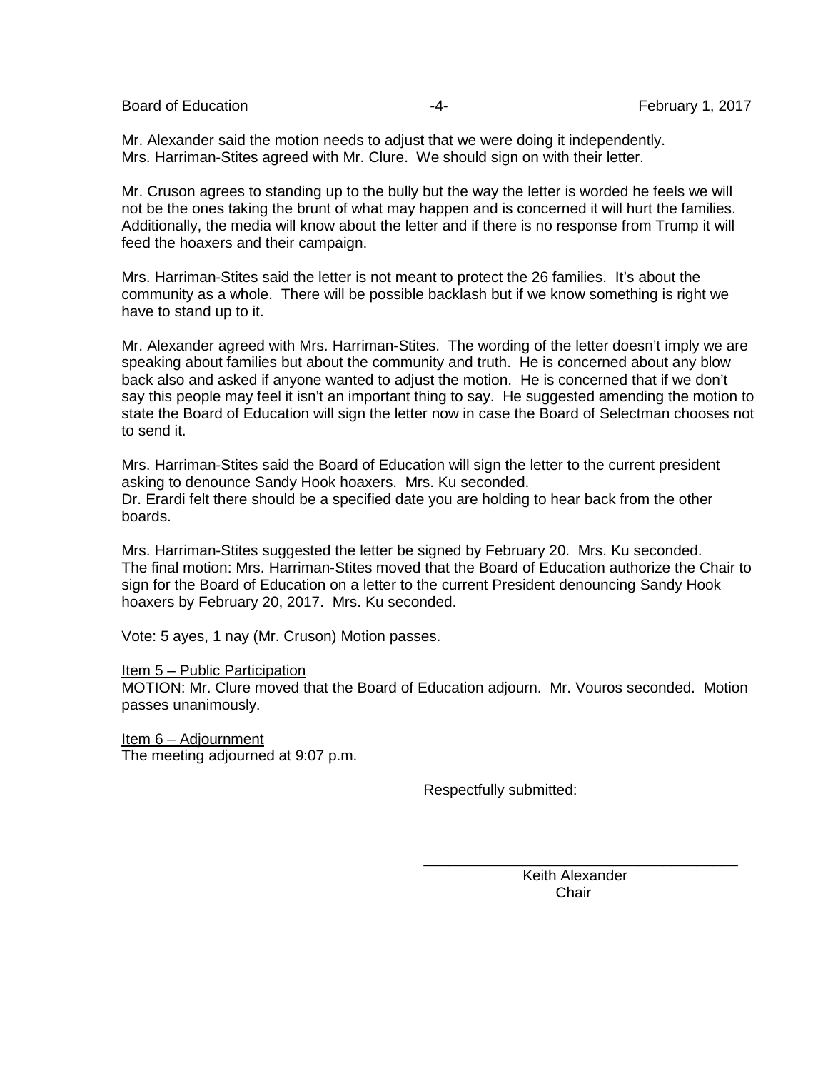Mr. Alexander said the motion needs to adjust that we were doing it independently.
Mrs. Harriman-Stites agreed with Mr. Clure. We should sign on with their letter.

Mr. Cruson agrees to standing up to the bully but the way the letter is worded he feels we will not be the ones taking the brunt of what may happen and is concerned it will hurt the families. Additionally, the media will know about the letter and if there is no response from Trump it will feed the hoaxers and their campaign.

Mrs. Harriman-Stites said the letter is not meant to protect the 26 families. It's about the community as a whole. There will be possible backlash but if we know something is right we have to stand up to it.

Mr. Alexander agreed with Mrs. Harriman-Stites. The wording of the letter doesn't imply we are speaking about families but about the community and truth. He is concerned about any blow back also and asked if anyone wanted to adjust the motion. He is concerned that if we don't say this people may feel it isn't an important thing to say. He suggested amending the motion to state the Board of Education will sign the letter now in case the Board of Selectman chooses not to send it.

Mrs. Harriman-Stites said the Board of Education will sign the letter to the current president asking to denounce Sandy Hook hoaxers. Mrs. Ku seconded.
Dr. Erardi felt there should be a specified date you are holding to hear back from the other boards.

Mrs. Harriman-Stites suggested the letter be signed by February 20. Mrs. Ku seconded.
The final motion: Mrs. Harriman-Stites moved that the Board of Education authorize the Chair to sign for the Board of Education on a letter to the current President denouncing Sandy Hook hoaxers by February 20, 2017. Mrs. Ku seconded.

Vote: 5 ayes, 1 nay (Mr. Cruson) Motion passes.

Item 5 – Public Participation
MOTION: Mr. Clure moved that the Board of Education adjourn. Mr. Vouros seconded. Motion passes unanimously.

Item 6 – Adjournment
The meeting adjourned at 9:07 p.m.

Respectfully submitted:

\_\_\_\_\_\_\_\_\_\_\_\_\_\_\_\_\_\_\_\_\_\_\_\_\_\_\_\_\_\_\_\_\_\_\_\_
Keith Alexander
Chair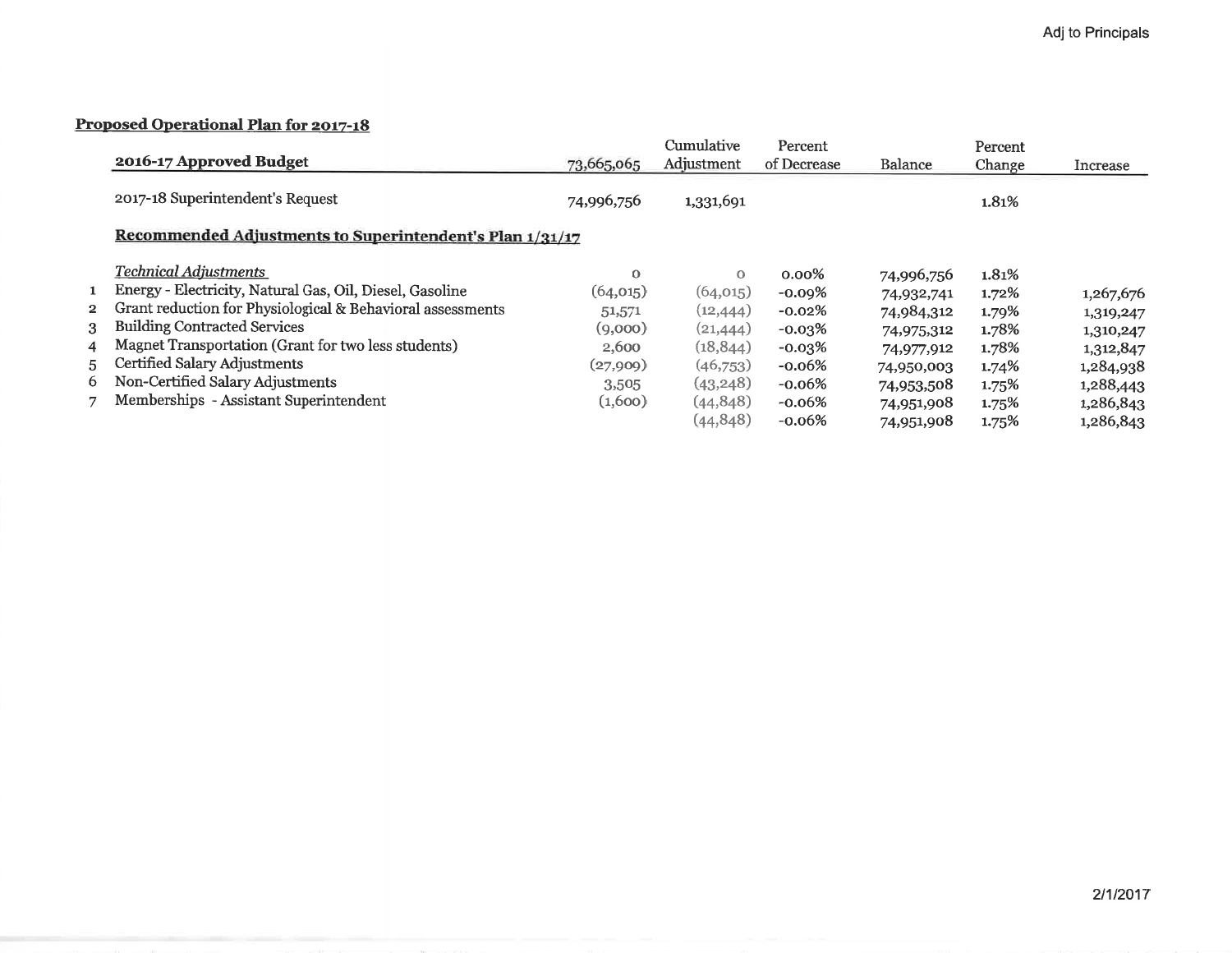Adj to Principals

## Proposed Operational Plan for 2017-18

| | 2016-17 Approved Budget | 73,665,065 | Cumulative Adjustment | Percent of Decrease | Balance | Percent Change | Increase |
|---|---|---|---|---|---|---|---|
| | 2017-18 Superintendent's Request | 74,996,756 | 1,331,691 | | | 1.81% | |
| | **Recommended Adjustments to Superintendent's Plan 1/31/17** | | | | | | |
| | *Technical Adjustments* | 0 | 0 | 0.00% | 74,996,756 | 1.81% | |
| 1 | Energy - Electricity, Natural Gas, Oil, Diesel, Gasoline | (64,015) | (64,015) | -0.09% | 74,932,741 | 1.72% | 1,267,676 |
| 2 | Grant reduction for Physiological & Behavioral assessments | 51,571 | (12,444) | -0.02% | 74,984,312 | 1.79% | 1,319,247 |
| 3 | Building Contracted Services | (9,000) | (21,444) | -0.03% | 74,975,312 | 1.78% | 1,310,247 |
| 4 | Magnet Transportation (Grant for two less students) | 2,600 | (18,844) | -0.03% | 74,977,912 | 1.78% | 1,312,847 |
| 5 | Certified Salary Adjustments | (27,909) | (46,753) | -0.06% | 74,950,003 | 1.74% | 1,284,938 |
| 6 | Non-Certified Salary Adjustments | 3,505 | (43,248) | -0.06% | 74,953,508 | 1.75% | 1,288,443 |
| 7 | Memberships - Assistant Superintendent | (1,600) | (44,848) | -0.06% | 74,951,908 | 1.75% | 1,286,843 |
| | | | (44,848) | -0.06% | 74,951,908 | 1.75% | 1,286,843 |

2/1/2017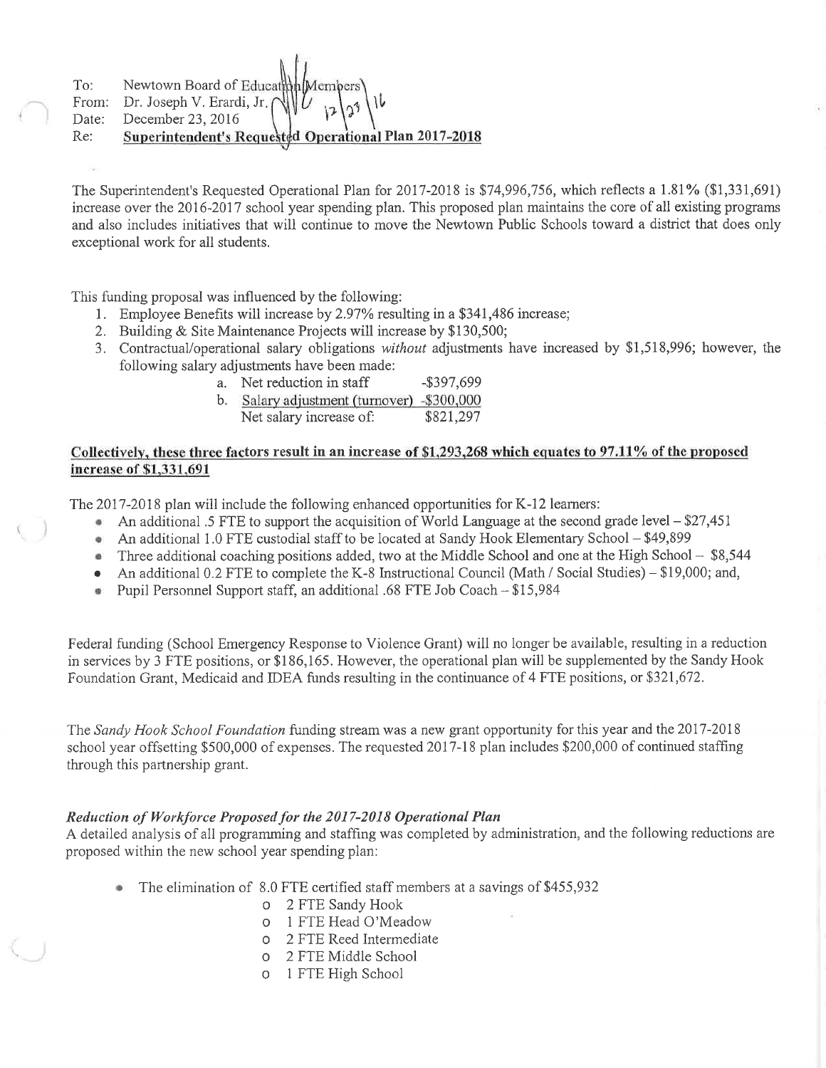To: Newtown Board of Education Members
From: Dr. Joseph V. Erardi, Jr.
Date: December 23, 2016
Re: **Superintendent's Requested Operational Plan 2017-2018**

The Superintendent's Requested Operational Plan for 2017-2018 is $74,996,756, which reflects a 1.81% ($1,331,691) increase over the 2016-2017 school year spending plan. This proposed plan maintains the core of all existing programs and also includes initiatives that will continue to move the Newtown Public Schools toward a district that does only exceptional work for all students.

This funding proposal was influenced by the following:

1. Employee Benefits will increase by 2.97% resulting in a $341,486 increase;
2. Building & Site Maintenance Projects will increase by $130,500;
3. Contractual/operational salary obligations *without* adjustments have increased by $1,518,996; however, the following salary adjustments have been made:
   a. Net reduction in staff -$397,699
   b. Salary adjustment (turnover) -$300,000
   Net salary increase of: $821,297

**Collectively, these three factors result in an increase of $1,293,268 which equates to 97.11% of the proposed increase of $1,331,691**

The 2017-2018 plan will include the following enhanced opportunities for K-12 learners:

- An additional .5 FTE to support the acquisition of World Language at the second grade level – $27,451
- An additional 1.0 FTE custodial staff to be located at Sandy Hook Elementary School – $49,899
- Three additional coaching positions added, two at the Middle School and one at the High School – $8,544
- An additional 0.2 FTE to complete the K-8 Instructional Council (Math / Social Studies) – $19,000; and,
- Pupil Personnel Support staff, an additional .68 FTE Job Coach – $15,984

Federal funding (School Emergency Response to Violence Grant) will no longer be available, resulting in a reduction in services by 3 FTE positions, or $186,165. However, the operational plan will be supplemented by the Sandy Hook Foundation Grant, Medicaid and IDEA funds resulting in the continuance of 4 FTE positions, or $321,672.

The *Sandy Hook School Foundation* funding stream was a new grant opportunity for this year and the 2017-2018 school year offsetting $500,000 of expenses. The requested 2017-18 plan includes $200,000 of continued staffing through this partnership grant.

***Reduction of Workforce Proposed for the 2017-2018 Operational Plan***

A detailed analysis of all programming and staffing was completed by administration, and the following reductions are proposed within the new school year spending plan:

- The elimination of 8.0 FTE certified staff members at a savings of $455,932
  - 2 FTE Sandy Hook
  - 1 FTE Head O'Meadow
  - 2 FTE Reed Intermediate
  - 2 FTE Middle School
  - 1 FTE High School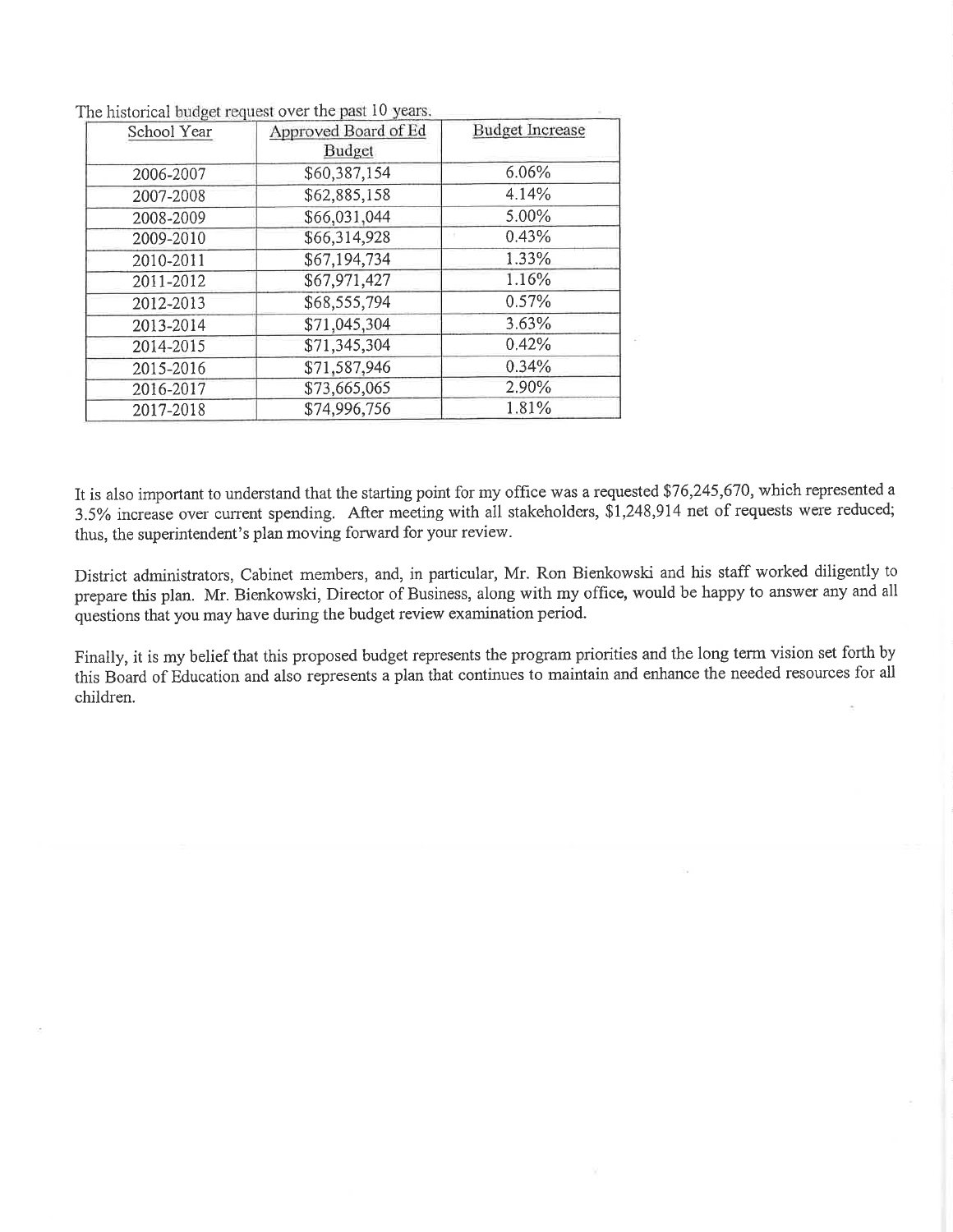The historical budget request over the past 10 years.

| School Year | Approved Board of Ed Budget | Budget Increase |
|---|---|---|
| 2006-2007 | $60,387,154 | 6.06% |
| 2007-2008 | $62,885,158 | 4.14% |
| 2008-2009 | $66,031,044 | 5.00% |
| 2009-2010 | $66,314,928 | 0.43% |
| 2010-2011 | $67,194,734 | 1.33% |
| 2011-2012 | $67,971,427 | 1.16% |
| 2012-2013 | $68,555,794 | 0.57% |
| 2013-2014 | $71,045,304 | 3.63% |
| 2014-2015 | $71,345,304 | 0.42% |
| 2015-2016 | $71,587,946 | 0.34% |
| 2016-2017 | $73,665,065 | 2.90% |
| 2017-2018 | $74,996,756 | 1.81% |

It is also important to understand that the starting point for my office was a requested $76,245,670, which represented a 3.5% increase over current spending. After meeting with all stakeholders, $1,248,914 net of requests were reduced; thus, the superintendent's plan moving forward for your review.

District administrators, Cabinet members, and, in particular, Mr. Ron Bienkowski and his staff worked diligently to prepare this plan. Mr. Bienkowski, Director of Business, along with my office, would be happy to answer any and all questions that you may have during the budget review examination period.

Finally, it is my belief that this proposed budget represents the program priorities and the long term vision set forth by this Board of Education and also represents a plan that continues to maintain and enhance the needed resources for all children.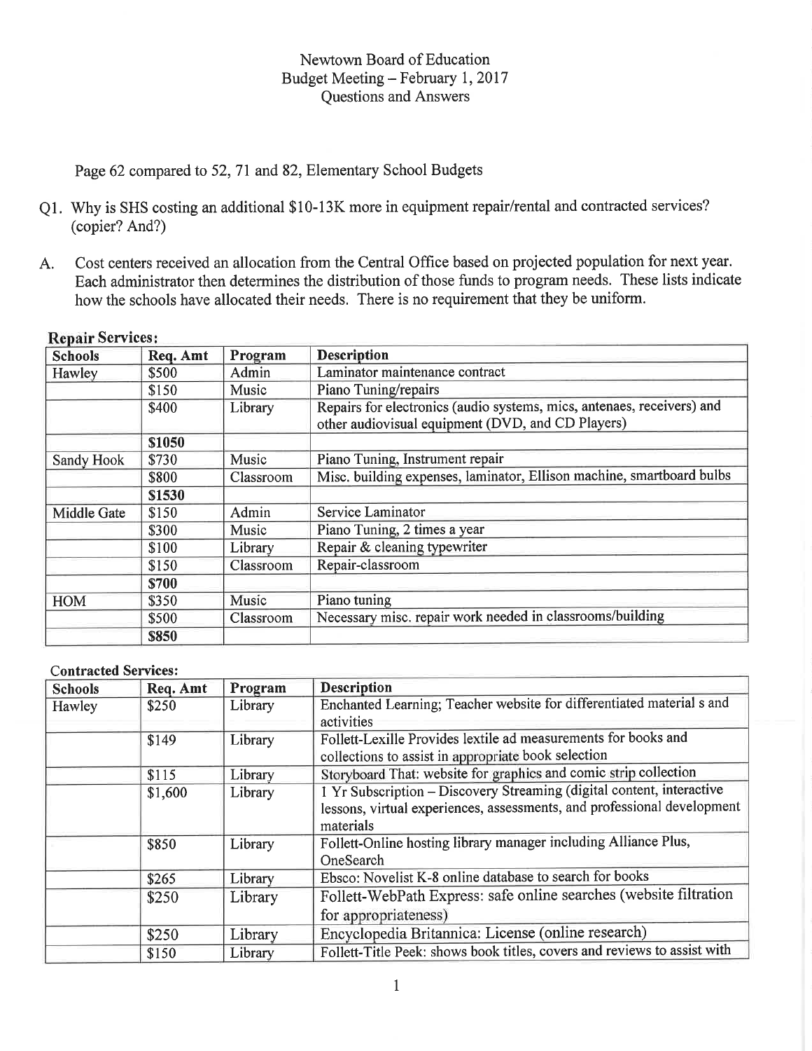Newtown Board of Education
Budget Meeting – February 1, 2017
Questions and Answers

Page 62 compared to 52, 71 and 82, Elementary School Budgets

Q1. Why is SHS costing an additional $10-13K more in equipment repair/rental and contracted services? (copier? And?)

A. Cost centers received an allocation from the Central Office based on projected population for next year. Each administrator then determines the distribution of those funds to program needs. These lists indicate how the schools have allocated their needs. There is no requirement that they be uniform.

**Repair Services:**

| Schools | Req. Amt | Program | Description |
|---|---|---|---|
| Hawley | $500 | Admin | Laminator maintenance contract |
| | $150 | Music | Piano Tuning/repairs |
| | $400 | Library | Repairs for electronics (audio systems, mics, antenaes, receivers) and other audiovisual equipment (DVD, and CD Players) |
| | **$1050** | | |
| Sandy Hook | $730 | Music | Piano Tuning, Instrument repair |
| | $800 | Classroom | Misc. building expenses, laminator, Ellison machine, smartboard bulbs |
| | **$1530** | | |
| Middle Gate | $150 | Admin | Service Laminator |
| | $300 | Music | Piano Tuning, 2 times a year |
| | $100 | Library | Repair & cleaning typewriter |
| | $150 | Classroom | Repair-classroom |
| | **$700** | | |
| HOM | $350 | Music | Piano tuning |
| | $500 | Classroom | Necessary misc. repair work needed in classrooms/building |
| | **$850** | | |

**Contracted Services:**

| Schools | Req. Amt | Program | Description |
|---|---|---|---|
| Hawley | $250 | Library | Enchanted Learning; Teacher website for differentiated material s and activities |
| | $149 | Library | Follett-Lexille Provides lextile ad measurements for books and collections to assist in appropriate book selection |
| | $115 | Library | Storyboard That: website for graphics and comic strip collection |
| | $1,600 | Library | 1 Yr Subscription – Discovery Streaming (digital content, interactive lessons, virtual experiences, assessments, and professional development materials |
| | $850 | Library | Follett-Online hosting library manager including Alliance Plus, OneSearch |
| | $265 | Library | Ebsco: Novelist K-8 online database to search for books |
| | $250 | Library | Follett-WebPath Express: safe online searches (website filtration for appropriateness) |
| | $250 | Library | Encyclopedia Britannica: License (online research) |
| | $150 | Library | Follett-Title Peek: shows book titles, covers and reviews to assist with |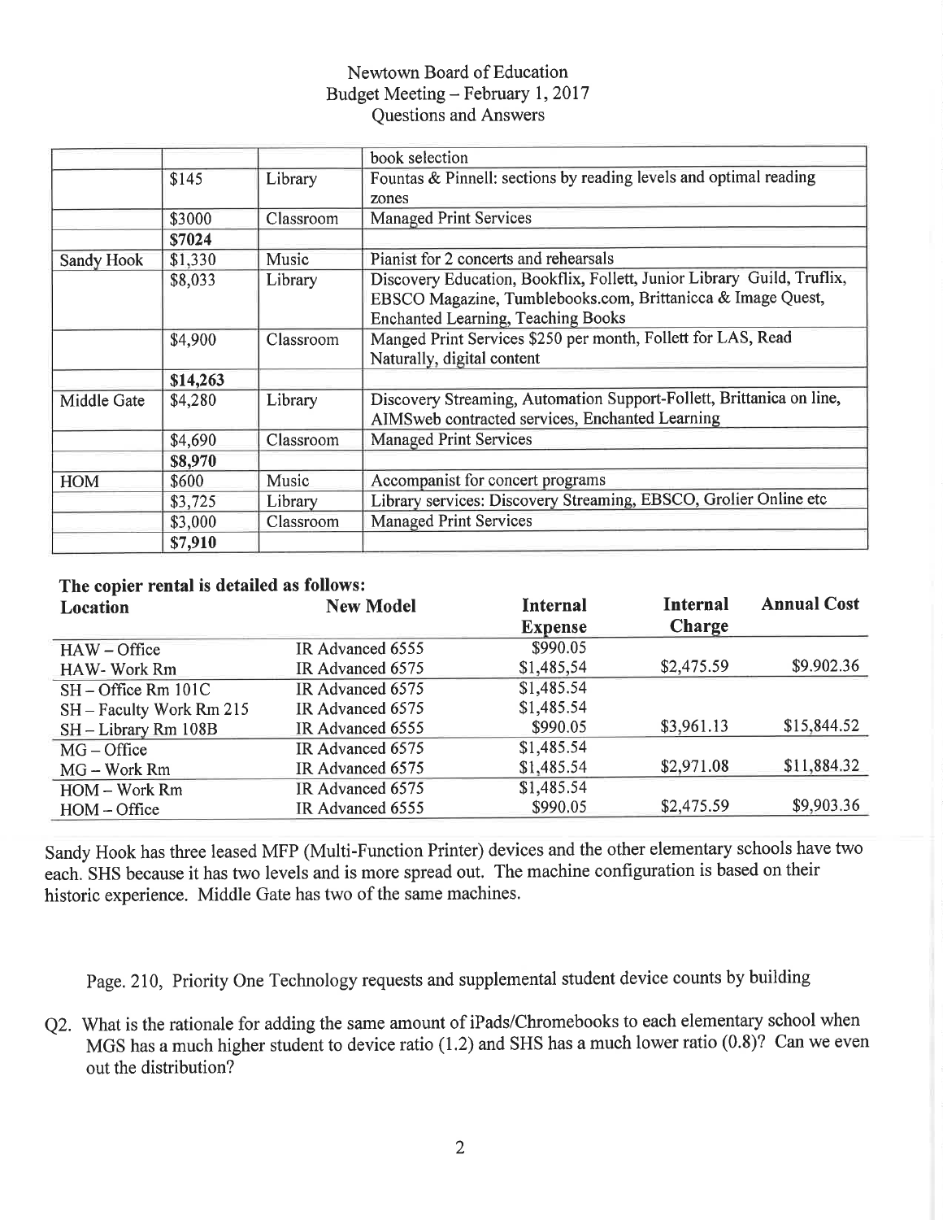Newtown Board of Education
Budget Meeting – February 1, 2017
Questions and Answers

| | | | |
|---|---|---|---|
| | | | book selection |
| | $145 | Library | Fountas & Pinnell: sections by reading levels and optimal reading zones |
| | $3000 | Classroom | Managed Print Services |
| | **$7024** | | |
| Sandy Hook | $1,330 | Music | Pianist for 2 concerts and rehearsals |
| | $8,033 | Library | Discovery Education, Bookflix, Follett, Junior Library Guild, Truflix, EBSCO Magazine, Tumblebooks.com, Brittanicca & Image Quest, Enchanted Learning, Teaching Books |
| | $4,900 | Classroom | Manged Print Services $250 per month, Follett for LAS, Read Naturally, digital content |
| | **$14,263** | | |
| Middle Gate | $4,280 | Library | Discovery Streaming, Automation Support-Follett, Brittanica on line, AIMSweb contracted services, Enchanted Learning |
| | $4,690 | Classroom | Managed Print Services |
| | **$8,970** | | |
| HOM | $600 | Music | Accompanist for concert programs |
| | $3,725 | Library | Library services: Discovery Streaming, EBSCO, Grolier Online etc |
| | $3,000 | Classroom | Managed Print Services |
| | **$7,910** | | |

**The copier rental is detailed as follows:**

| Location | New Model | Internal Expense | Internal Charge | Annual Cost |
|---|---|---|---|---|
| HAW – Office | IR Advanced 6555 | $990.05 | | |
| HAW- Work Rm | IR Advanced 6575 | $1,485,54 | $2,475.59 | $9.902.36 |
| SH – Office Rm 101C | IR Advanced 6575 | $1,485.54 | | |
| SH – Faculty Work Rm 215 | IR Advanced 6575 | $1,485.54 | | |
| SH – Library Rm 108B | IR Advanced 6555 | $990.05 | $3,961.13 | $15,844.52 |
| MG – Office | IR Advanced 6575 | $1,485.54 | | |
| MG – Work Rm | IR Advanced 6575 | $1,485.54 | $2,971.08 | $11,884.32 |
| HOM – Work Rm | IR Advanced 6575 | $1,485.54 | | |
| HOM – Office | IR Advanced 6555 | $990.05 | $2,475.59 | $9,903.36 |

Sandy Hook has three leased MFP (Multi-Function Printer) devices and the other elementary schools have two each. SHS because it has two levels and is more spread out. The machine configuration is based on their historic experience. Middle Gate has two of the same machines.

Page. 210, Priority One Technology requests and supplemental student device counts by building

Q2. What is the rationale for adding the same amount of iPads/Chromebooks to each elementary school when MGS has a much higher student to device ratio (1.2) and SHS has a much lower ratio (0.8)? Can we even out the distribution?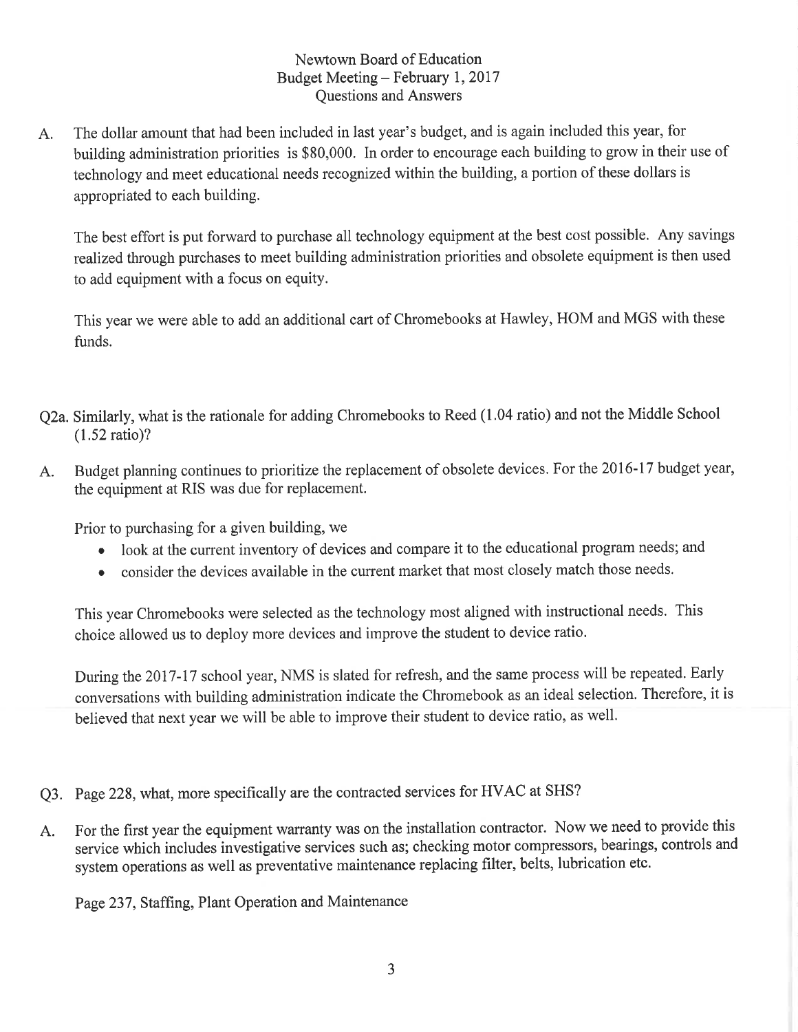Newtown Board of Education
Budget Meeting – February 1, 2017
Questions and Answers

A. The dollar amount that had been included in last year's budget, and is again included this year, for building administration priorities is $80,000. In order to encourage each building to grow in their use of technology and meet educational needs recognized within the building, a portion of these dollars is appropriated to each building.

   The best effort is put forward to purchase all technology equipment at the best cost possible. Any savings realized through purchases to meet building administration priorities and obsolete equipment is then used to add equipment with a focus on equity.

   This year we were able to add an additional cart of Chromebooks at Hawley, HOM and MGS with these funds.

Q2a. Similarly, what is the rationale for adding Chromebooks to Reed (1.04 ratio) and not the Middle School (1.52 ratio)?

A. Budget planning continues to prioritize the replacement of obsolete devices. For the 2016-17 budget year, the equipment at RIS was due for replacement.

   Prior to purchasing for a given building, we

   - look at the current inventory of devices and compare it to the educational program needs; and
   - consider the devices available in the current market that most closely match those needs.

   This year Chromebooks were selected as the technology most aligned with instructional needs. This choice allowed us to deploy more devices and improve the student to device ratio.

   During the 2017-17 school year, NMS is slated for refresh, and the same process will be repeated. Early conversations with building administration indicate the Chromebook as an ideal selection. Therefore, it is believed that next year we will be able to improve their student to device ratio, as well.

Q3. Page 228, what, more specifically are the contracted services for HVAC at SHS?

A. For the first year the equipment warranty was on the installation contractor. Now we need to provide this service which includes investigative services such as; checking motor compressors, bearings, controls and system operations as well as preventative maintenance replacing filter, belts, lubrication etc.

   Page 237, Staffing, Plant Operation and Maintenance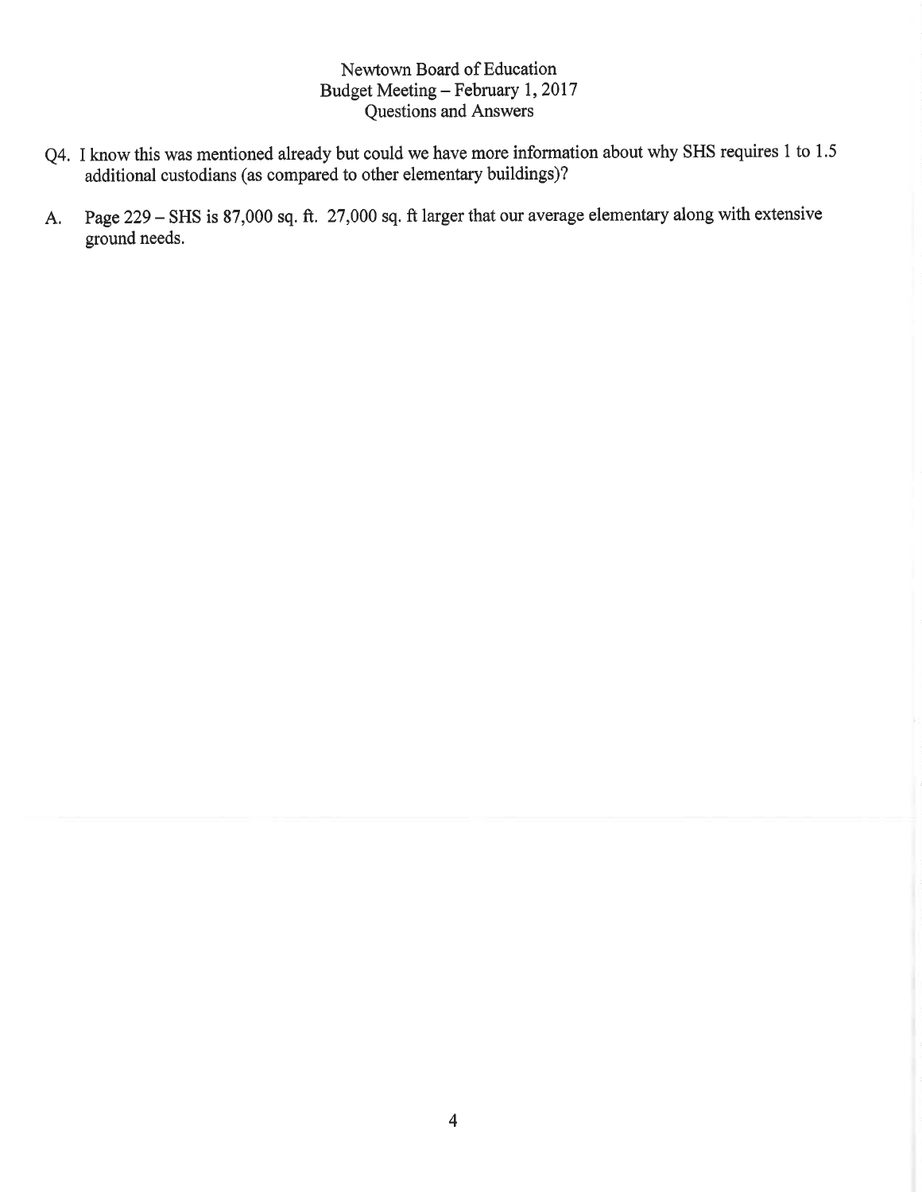Newtown Board of Education
Budget Meeting – February 1, 2017
Questions and Answers

Q4. I know this was mentioned already but could we have more information about why SHS requires 1 to 1.5 additional custodians (as compared to other elementary buildings)?

A. Page 229 – SHS is 87,000 sq. ft. 27,000 sq. ft larger that our average elementary along with extensive ground needs.